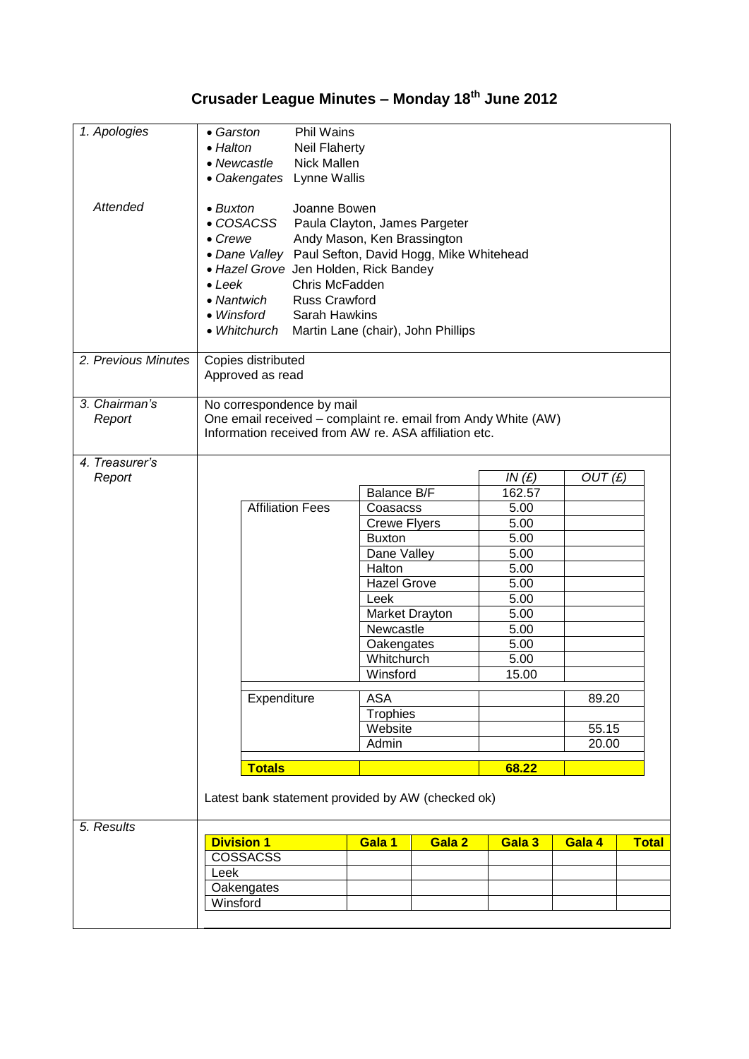# Crusader League Minutes – Monday 18th June 2012

## 1. Apologies

- *Garston* Phil Wains
- *Halton* Neil Flaherty
- *Newcastle* Nick Mallen
- *Oakengates* Lynne Wallis

### Attended

- *Buxton* Joanne Bowen
- *COSACSS* Paula Clayton, James Pargeter
- *Crewe* Andy Mason, Ken Brassington
- *Dane Valley* Paul Sefton, David Hogg, Mike Whitehead
- *Hazel Grove* Jen Holden, Rick Bandey
- *Leek* Chris McFadden
- *Nantwich* Russ Crawford
- *Winsford* Sarah Hawkins
- *Whitchurch* Martin Lane (chair), John Phillips

## 2. Previous Minutes

Copies distributed
Approved as read

## 3. Chairman's Report

No correspondence by mail
One email received – complaint re. email from Andy White (AW)
Information received from AW re. ASA affiliation etc.

## 4. Treasurer's Report

| | | *IN (£)* | *OUT (£)* |
|---|---|---|---|
| | Balance B/F | 162.57 | |
| Affiliation Fees | Coasacss | 5.00 | |
| | Crewe Flyers | 5.00 | |
| | Buxton | 5.00 | |
| | Dane Valley | 5.00 | |
| | Halton | 5.00 | |
| | Hazel Grove | 5.00 | |
| | Leek | 5.00 | |
| | Market Drayton | 5.00 | |
| | Newcastle | 5.00 | |
| | Oakengates | 5.00 | |
| | Whitchurch | 5.00 | |
| | Winsford | 15.00 | |
| Expenditure | ASA | | 89.20 |
| | Trophies | | |
| | Website | | 55.15 |
| | Admin | | 20.00 |
| **Totals** | | **68.22** | |

Latest bank statement provided by AW (checked ok)

## 5. Results

| **Division 1** | **Gala 1** | **Gala 2** | **Gala 3** | **Gala 4** | **Total** |
|---|---|---|---|---|---|
| COSSACSS | | | | | |
| Leek | | | | | |
| Oakengates | | | | | |
| Winsford | | | | | |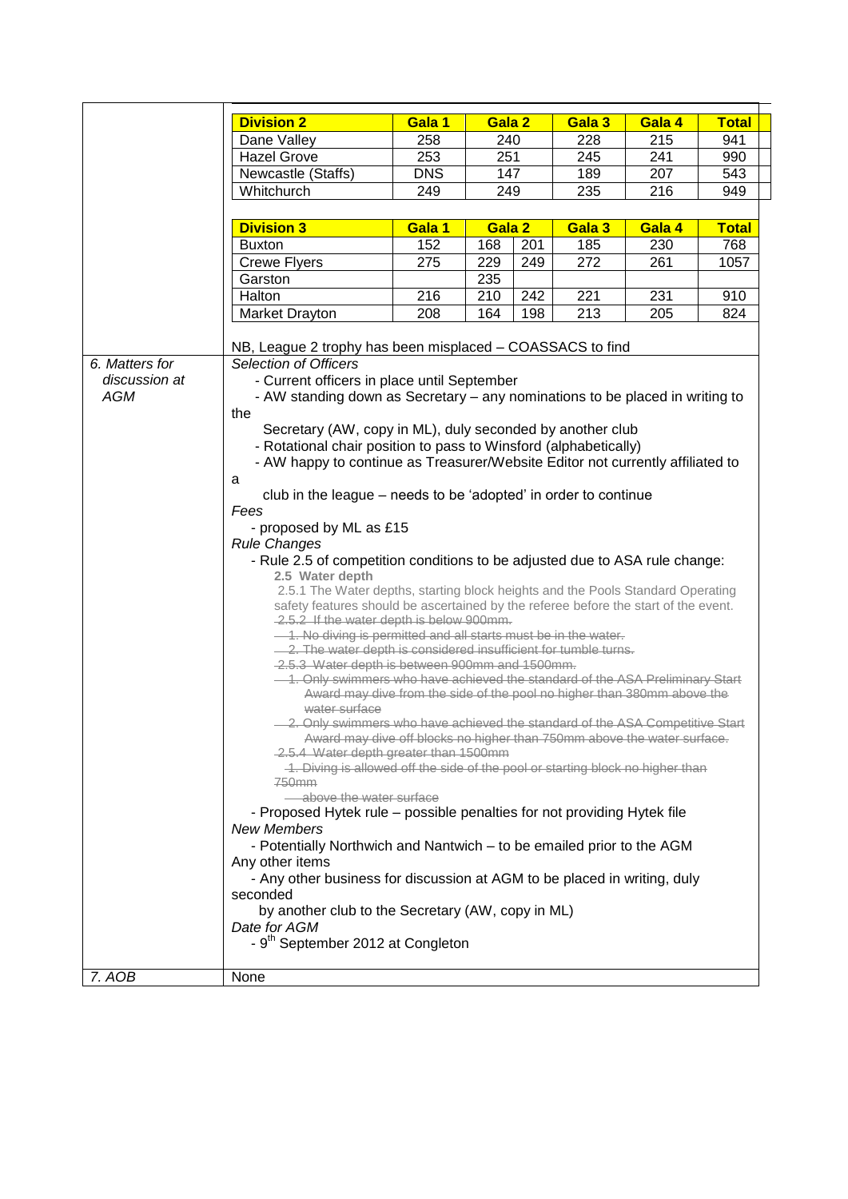| Division 2 | Gala 1 | Gala 2 | | Gala 3 | Gala 4 | Total |
|---|---|---|---|---|---|---|
| Dane Valley | 258 | 240 | | 228 | 215 | 941 |
| Hazel Grove | 253 | 251 | | 245 | 241 | 990 |
| Newcastle (Staffs) | DNS | 147 | | 189 | 207 | 543 |
| Whitchurch | 249 | 249 | | 235 | 216 | 949 |

| Division 3 | Gala 1 | Gala 2 | | Gala 3 | Gala 4 | Total |
|---|---|---|---|---|---|---|
| Buxton | 152 | 168 | 201 | 185 | 230 | 768 |
| Crewe Flyers | 275 | 229 | 249 | 272 | 261 | 1057 |
| Garston | | 235 | | | | |
| Halton | 216 | 210 | 242 | 221 | 231 | 910 |
| Market Drayton | 208 | 164 | 198 | 213 | 205 | 824 |

NB, League 2 trophy has been misplaced – COASSACS to find

*6. Matters for discussion at AGM*

*Selection of Officers*

- Current officers in place until September
- AW standing down as Secretary – any nominations to be placed in writing to the Secretary (AW, copy in ML), duly seconded by another club
- Rotational chair position to pass to Winsford (alphabetically)
- AW happy to continue as Treasurer/Website Editor not currently affiliated to a club in the league – needs to be 'adopted' in order to continue

*Fees*

- proposed by ML as £15

*Rule Changes*

- Rule 2.5 of competition conditions to be adjusted due to ASA rule change:

**2.5 Water depth**

2.5.1 The Water depths, starting block heights and the Pools Standard Operating safety features should be ascertained by the referee before the start of the event.

~~2.5.2 If the water depth is below 900mm.~~

~~1. No diving is permitted and all starts must be in the water.~~

~~2. The water depth is considered insufficient for tumble turns.~~

~~2.5.3 Water depth is between 900mm and 1500mm.~~

~~1. Only swimmers who have achieved the standard of the ASA Preliminary Start Award may dive from the side of the pool no higher than 380mm above the water surface~~

~~2. Only swimmers who have achieved the standard of the ASA Competitive Start Award may dive off blocks no higher than 750mm above the water surface.~~

~~2.5.4 Water depth greater than 1500mm~~

~~1. Diving is allowed off the side of the pool or starting block no higher than 750mm above the water surface~~

- Proposed Hytek rule – possible penalties for not providing Hytek file

*New Members*

- Potentially Northwich and Nantwich – to be emailed prior to the AGM

Any other items

- Any other business for discussion at AGM to be placed in writing, duly seconded by another club to the Secretary (AW, copy in ML)

*Date for AGM*

- 9th September 2012 at Congleton

*7. AOB*

None